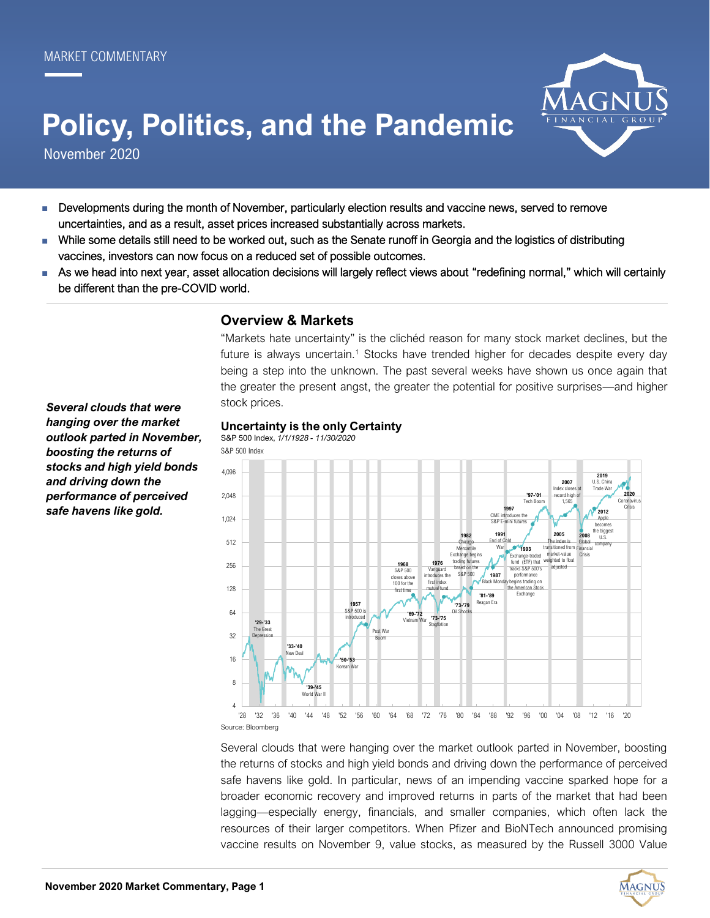MARKET COMMENTARY

# Policy, Politics, and the Pandemic

November 2020

- Developments during the month of November, particularly election results and vaccine news, served to remove uncertainties, and as a result, asset prices increased substantially across markets.
- While some details still need to be worked out, such as the Senate runoff in Georgia and the logistics of distributing vaccines, investors can now focus on a reduced set of possible outcomes.
- As we head into next year, asset allocation decisions will largely reflect views about "redefining normal," which will certainly be different than the pre-COVID world.

## Overview & Markets

"Markets hate uncertainty" is the clichéd reason for many stock market declines, but the future is always uncertain.[1] Stocks have trended higher for decades despite every day being a step into the unknown. The past several weeks have shown us once again that the greater the present angst, the greater the potential for positive surprises—and higher stock prices.

***Several clouds that were hanging over the market outlook parted in November, boosting the returns of stocks and high yield bonds and driving down the performance of perceived safe havens like gold.***

### Uncertainty is the only Certainty

S&P 500 Index, *1/1/1928 - 11/30/2020*

Source: Bloomberg

Several clouds that were hanging over the market outlook parted in November, boosting the returns of stocks and high yield bonds and driving down the performance of perceived safe havens like gold. In particular, news of an impending vaccine sparked hope for a broader economic recovery and improved returns in parts of the market that had been lagging—especially energy, financials, and smaller companies, which often lack the resources of their larger competitors. When Pfizer and BioNTech announced promising vaccine results on November 9, value stocks, as measured by the Russell 3000 Value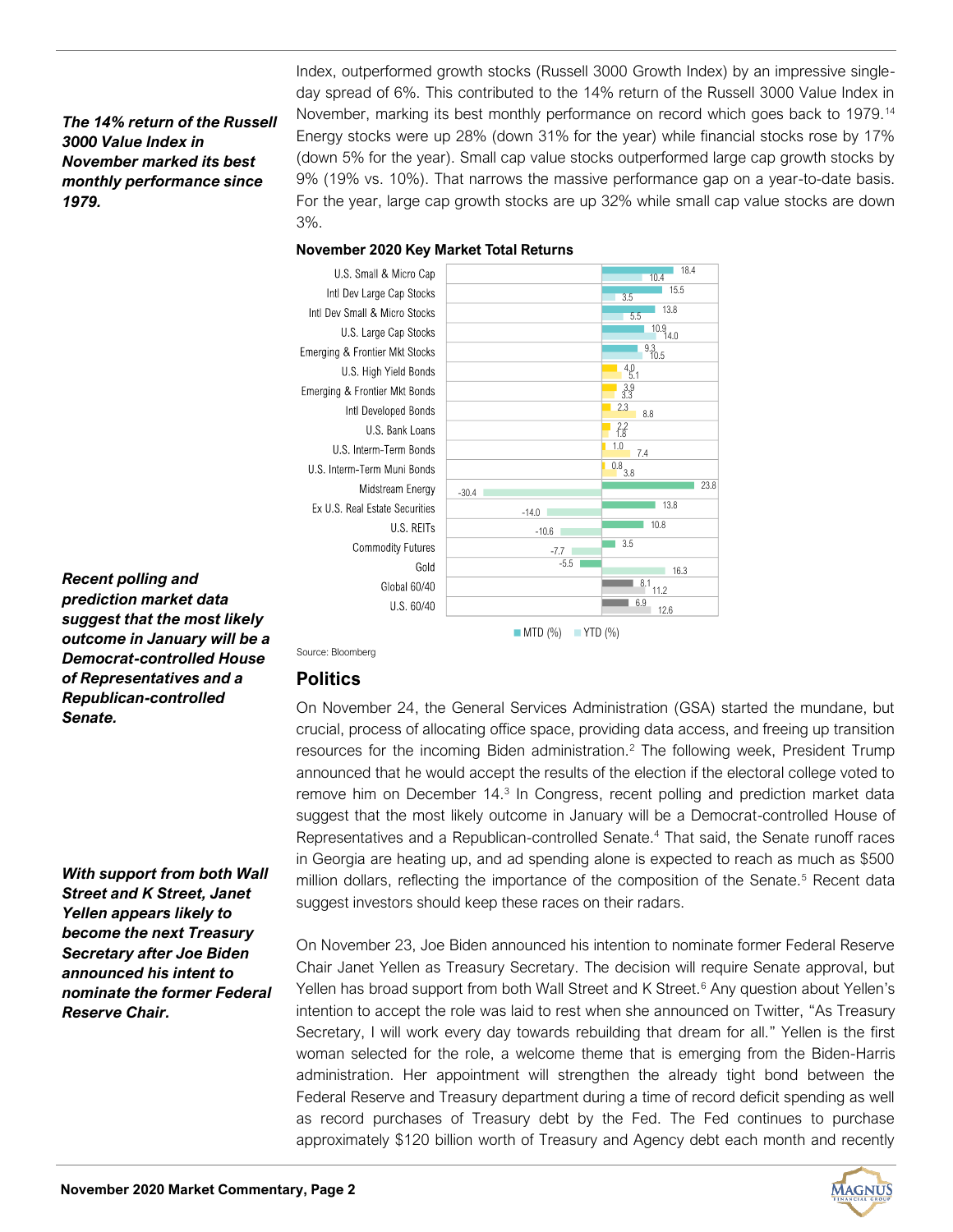*The 14% return of the Russell 3000 Value Index in November marked its best monthly performance since 1979.*

Index, outperformed growth stocks (Russell 3000 Growth Index) by an impressive single-day spread of 6%. This contributed to the 14% return of the Russell 3000 Value Index in November, marking its best monthly performance on record which goes back to 1979.[14] Energy stocks were up 28% (down 31% for the year) while financial stocks rose by 17% (down 5% for the year). Small cap value stocks outperformed large cap growth stocks by 9% (19% vs. 10%). That narrows the massive performance gap on a year-to-date basis. For the year, large cap growth stocks are up 32% while small cap value stocks are down 3%.

**November 2020 Key Market Total Returns**

| | MTD (%) | YTD (%) |
|---|---|---|
| U.S. Small & Micro Cap | 18.4 | 10.4 |
| Intl Dev Large Cap Stocks | 15.5 | 3.5 |
| Intl Dev Small & Micro Stocks | 13.8 | 5.5 |
| U.S. Large Cap Stocks | 10.9 | 14.0 |
| Emerging & Frontier Mkt Stocks | 9.3 | 10.5 |
| U.S. High Yield Bonds | 4.0 | 5.1 |
| Emerging & Frontier Mkt Bonds | 3.9 | 3.3 |
| Intl Developed Bonds | 2.3 | 8.8 |
| U.S. Bank Loans | 2.2 | 1.8 |
| U.S. Interm-Term Bonds | 1.0 | 7.4 |
| U.S. Interm-Term Muni Bonds | 0.8 | 3.8 |
| Midstream Energy | 23.8 | -30.4 |
| Ex U.S. Real Estate Securities | 13.8 | -14.0 |
| U.S. REITs | 10.8 | -10.6 |
| Commodity Futures | 3.5 | -7.7 |
| Gold | -5.5 | 16.3 |
| Global 60/40 | 8.1 | 11.2 |
| U.S. 60/40 | 6.9 | 12.6 |

Source: Bloomberg

## Politics

*Recent polling and prediction market data suggest that the most likely outcome in January will be a Democrat-controlled House of Representatives and a Republican-controlled Senate.*

On November 24, the General Services Administration (GSA) started the mundane, but crucial, process of allocating office space, providing data access, and freeing up transition resources for the incoming Biden administration.[2] The following week, President Trump announced that he would accept the results of the election if the electoral college voted to remove him on December 14.[3] In Congress, recent polling and prediction market data suggest that the most likely outcome in January will be a Democrat-controlled House of Representatives and a Republican-controlled Senate.[4] That said, the Senate runoff races in Georgia are heating up, and ad spending alone is expected to reach as much as $500 million dollars, reflecting the importance of the composition of the Senate.[5] Recent data suggest investors should keep these races on their radars.

*With support from both Wall Street and K Street, Janet Yellen appears likely to become the next Treasury Secretary after Joe Biden announced his intent to nominate the former Federal Reserve Chair.*

On November 23, Joe Biden announced his intention to nominate former Federal Reserve Chair Janet Yellen as Treasury Secretary. The decision will require Senate approval, but Yellen has broad support from both Wall Street and K Street.[6] Any question about Yellen's intention to accept the role was laid to rest when she announced on Twitter, "As Treasury Secretary, I will work every day towards rebuilding that dream for all." Yellen is the first woman selected for the role, a welcome theme that is emerging from the Biden-Harris administration. Her appointment will strengthen the already tight bond between the Federal Reserve and Treasury department during a time of record deficit spending as well as record purchases of Treasury debt by the Fed. The Fed continues to purchase approximately $120 billion worth of Treasury and Agency debt each month and recently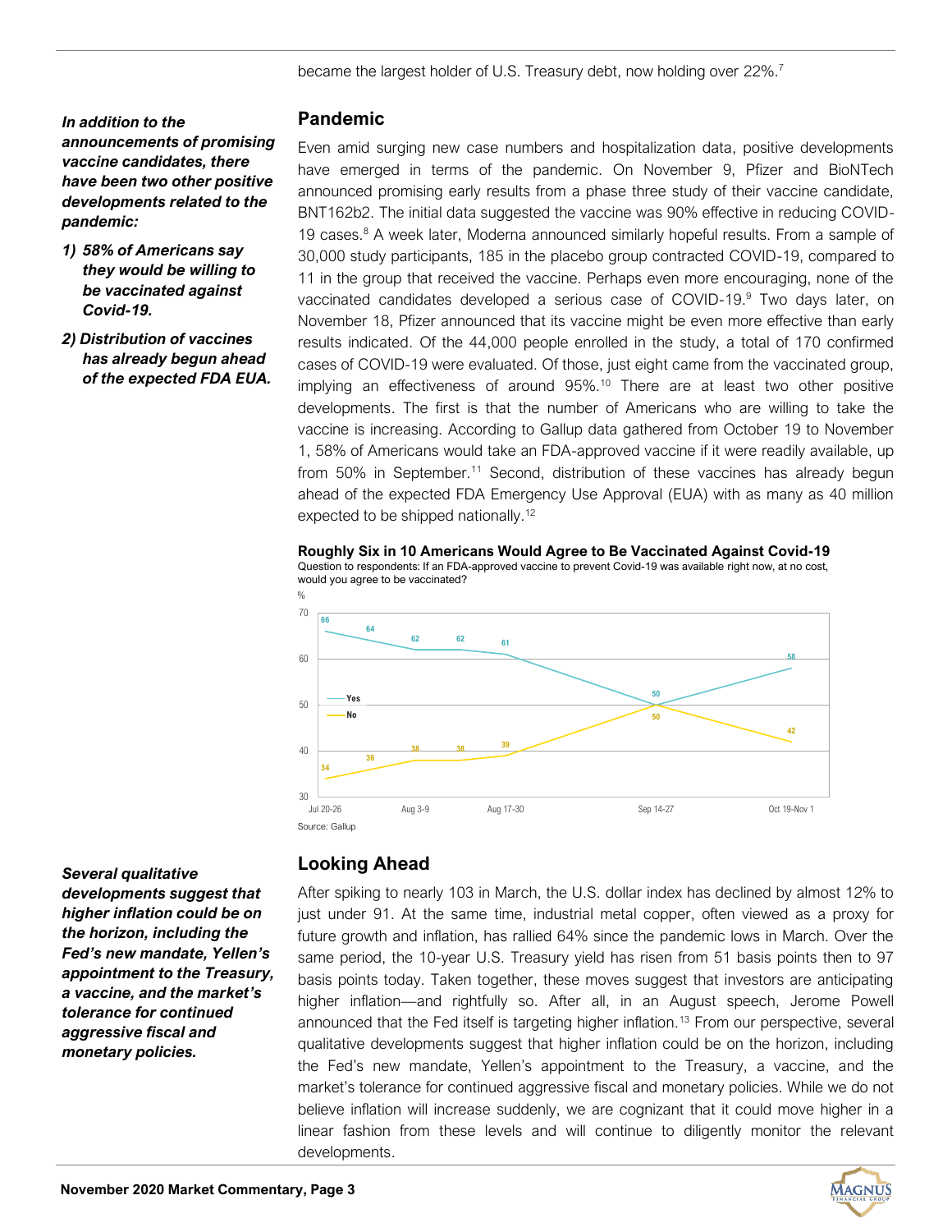became the largest holder of U.S. Treasury debt, now holding over 22%.[7]

***In addition to the announcements of promising vaccine candidates, there have been two other positive developments related to the pandemic:***

***1) 58% of Americans say they would be willing to be vaccinated against Covid-19.***

***2) Distribution of vaccines has already begun ahead of the expected FDA EUA.***

## Pandemic

Even amid surging new case numbers and hospitalization data, positive developments have emerged in terms of the pandemic. On November 9, Pfizer and BioNTech announced promising early results from a phase three study of their vaccine candidate, BNT162b2. The initial data suggested the vaccine was 90% effective in reducing COVID-19 cases.[8] A week later, Moderna announced similarly hopeful results. From a sample of 30,000 study participants, 185 in the placebo group contracted COVID-19, compared to 11 in the group that received the vaccine. Perhaps even more encouraging, none of the vaccinated candidates developed a serious case of COVID-19.[9] Two days later, on November 18, Pfizer announced that its vaccine might be even more effective than early results indicated. Of the 44,000 people enrolled in the study, a total of 170 confirmed cases of COVID-19 were evaluated. Of those, just eight came from the vaccinated group, implying an effectiveness of around 95%.[10] There are at least two other positive developments. The first is that the number of Americans who are willing to take the vaccine is increasing. According to Gallup data gathered from October 19 to November 1, 58% of Americans would take an FDA-approved vaccine if it were readily available, up from 50% in September.[11] Second, distribution of these vaccines has already begun ahead of the expected FDA Emergency Use Approval (EUA) with as many as 40 million expected to be shipped nationally.[12]

**Roughly Six in 10 Americans Would Agree to Be Vaccinated Against Covid-19**

Question to respondents: If an FDA-approved vaccine to prevent Covid-19 was available right now, at no cost, would you agree to be vaccinated?

| % | Jul 20-26 | Jul 27-Aug 2 | Aug 3-9 | Aug 10-16 | Aug 17-30 | Sep 14-27 | Oct 19-Nov 1 |
|---|---|---|---|---|---|---|---|
| Yes | 66 | 64 | 62 | 62 | 61 | 50 | 58 |
| No | 34 | 36 | 38 | 38 | 39 | 50 | 42 |

Source: Gallup

***Several qualitative developments suggest that higher inflation could be on the horizon, including the Fed's new mandate, Yellen's appointment to the Treasury, a vaccine, and the market's tolerance for continued aggressive fiscal and monetary policies.***

## Looking Ahead

After spiking to nearly 103 in March, the U.S. dollar index has declined by almost 12% to just under 91. At the same time, industrial metal copper, often viewed as a proxy for future growth and inflation, has rallied 64% since the pandemic lows in March. Over the same period, the 10-year U.S. Treasury yield has risen from 51 basis points then to 97 basis points today. Taken together, these moves suggest that investors are anticipating higher inflation—and rightfully so. After all, in an August speech, Jerome Powell announced that the Fed itself is targeting higher inflation.[13] From our perspective, several qualitative developments suggest that higher inflation could be on the horizon, including the Fed's new mandate, Yellen's appointment to the Treasury, a vaccine, and the market's tolerance for continued aggressive fiscal and monetary policies. While we do not believe inflation will increase suddenly, we are cognizant that it could move higher in a linear fashion from these levels and will continue to diligently monitor the relevant developments.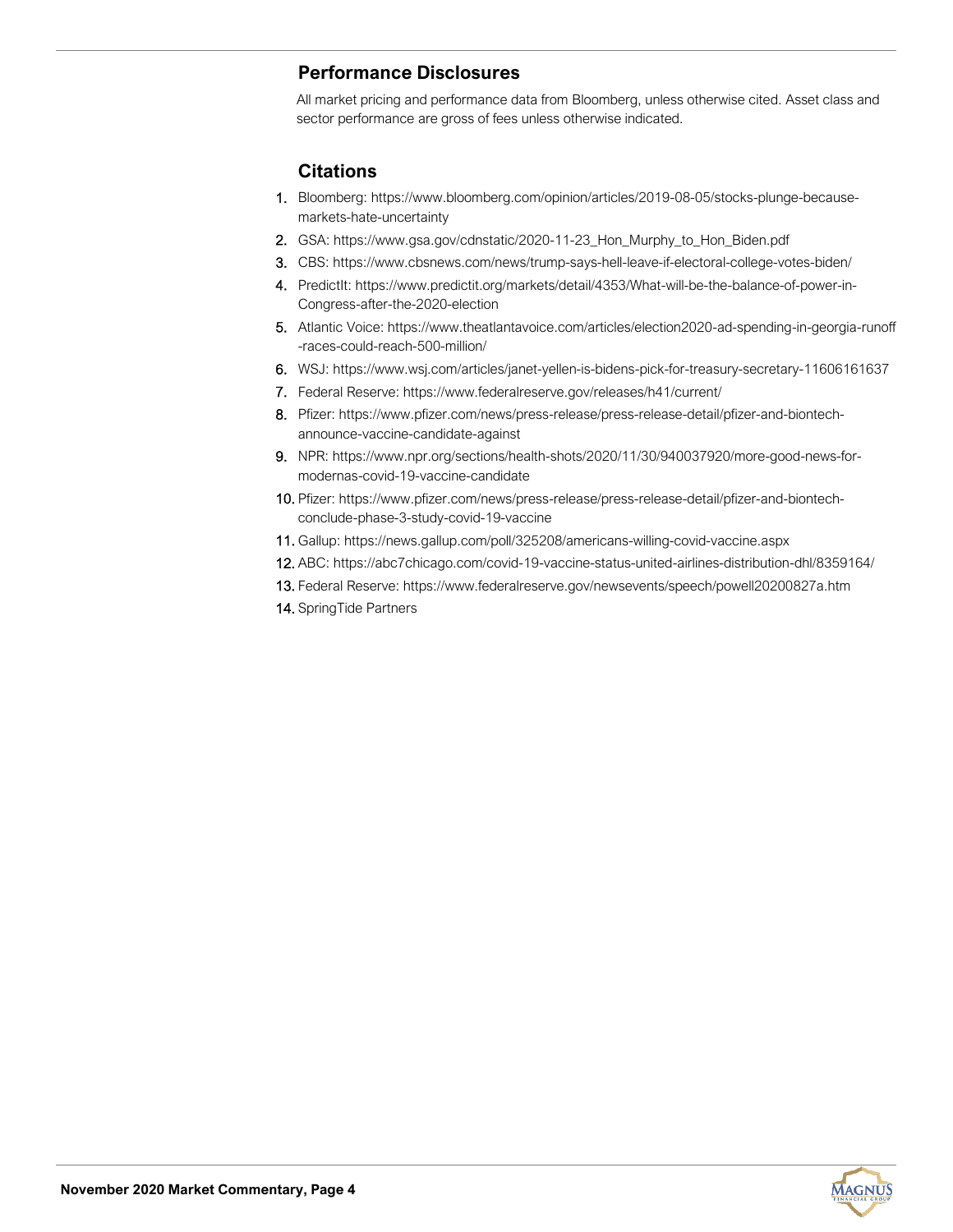## Performance Disclosures

All market pricing and performance data from Bloomberg, unless otherwise cited. Asset class and sector performance are gross of fees unless otherwise indicated.

## Citations

1. Bloomberg: https://www.bloomberg.com/opinion/articles/2019-08-05/stocks-plunge-because-markets-hate-uncertainty
2. GSA: https://www.gsa.gov/cdnstatic/2020-11-23_Hon_Murphy_to_Hon_Biden.pdf
3. CBS: https://www.cbsnews.com/news/trump-says-hell-leave-if-electoral-college-votes-biden/
4. PredictIt: https://www.predictit.org/markets/detail/4353/What-will-be-the-balance-of-power-in-Congress-after-the-2020-election
5. Atlantic Voice: https://www.theatlantavoice.com/articles/election2020-ad-spending-in-georgia-runoff-races-could-reach-500-million/
6. WSJ: https://www.wsj.com/articles/janet-yellen-is-bidens-pick-for-treasury-secretary-11606161637
7. Federal Reserve: https://www.federalreserve.gov/releases/h41/current/
8. Pfizer: https://www.pfizer.com/news/press-release/press-release-detail/pfizer-and-biontech-announce-vaccine-candidate-against
9. NPR: https://www.npr.org/sections/health-shots/2020/11/30/940037920/more-good-news-for-modernas-covid-19-vaccine-candidate
10. Pfizer: https://www.pfizer.com/news/press-release/press-release-detail/pfizer-and-biontech-conclude-phase-3-study-covid-19-vaccine
11. Gallup: https://news.gallup.com/poll/325208/americans-willing-covid-vaccine.aspx
12. ABC: https://abc7chicago.com/covid-19-vaccine-status-united-airlines-distribution-dhl/8359164/
13. Federal Reserve: https://www.federalreserve.gov/newsevents/speech/powell20200827a.htm
14. SpringTide Partners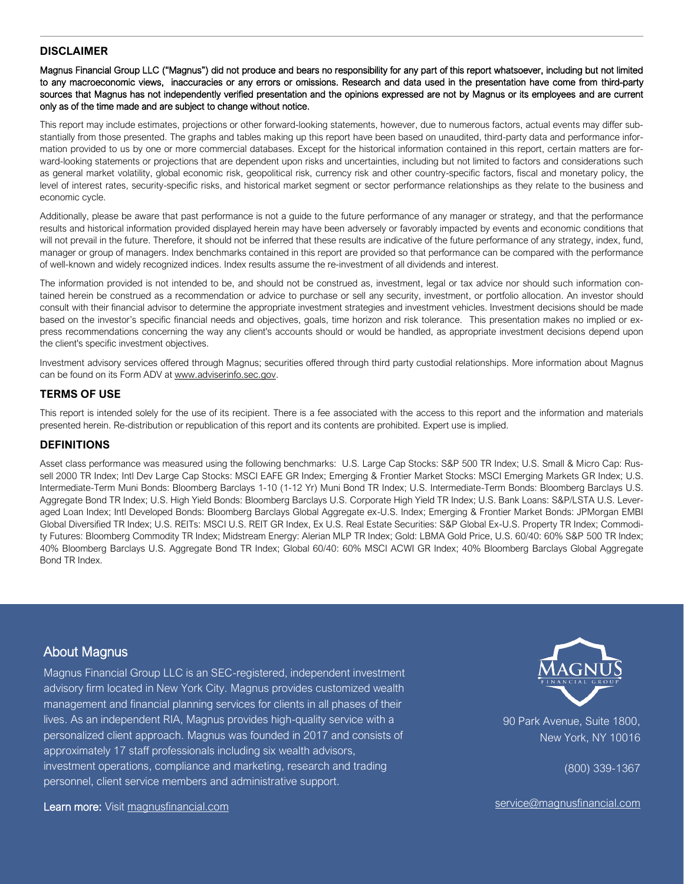## DISCLAIMER

**Magnus Financial Group LLC ("Magnus") did not produce and bears no responsibility for any part of this report whatsoever, including but not limited to any macroeconomic views, inaccuracies or any errors or omissions. Research and data used in the presentation have come from third-party sources that Magnus has not independently verified presentation and the opinions expressed are not by Magnus or its employees and are current only as of the time made and are subject to change without notice.**

This report may include estimates, projections or other forward-looking statements, however, due to numerous factors, actual events may differ substantially from those presented. The graphs and tables making up this report have been based on unaudited, third-party data and performance information provided to us by one or more commercial databases. Except for the historical information contained in this report, certain matters are forward-looking statements or projections that are dependent upon risks and uncertainties, including but not limited to factors and considerations such as general market volatility, global economic risk, geopolitical risk, currency risk and other country-specific factors, fiscal and monetary policy, the level of interest rates, security-specific risks, and historical market segment or sector performance relationships as they relate to the business and economic cycle.

Additionally, please be aware that past performance is not a guide to the future performance of any manager or strategy, and that the performance results and historical information provided displayed herein may have been adversely or favorably impacted by events and economic conditions that will not prevail in the future. Therefore, it should not be inferred that these results are indicative of the future performance of any strategy, index, fund, manager or group of managers. Index benchmarks contained in this report are provided so that performance can be compared with the performance of well-known and widely recognized indices. Index results assume the re-investment of all dividends and interest.

The information provided is not intended to be, and should not be construed as, investment, legal or tax advice nor should such information contained herein be construed as a recommendation or advice to purchase or sell any security, investment, or portfolio allocation. An investor should consult with their financial advisor to determine the appropriate investment strategies and investment vehicles. Investment decisions should be made based on the investor's specific financial needs and objectives, goals, time horizon and risk tolerance. This presentation makes no implied or express recommendations concerning the way any client's accounts should or would be handled, as appropriate investment decisions depend upon the client's specific investment objectives.

Investment advisory services offered through Magnus; securities offered through third party custodial relationships. More information about Magnus can be found on its Form ADV at www.adviserinfo.sec.gov.

## TERMS OF USE

This report is intended solely for the use of its recipient. There is a fee associated with the access to this report and the information and materials presented herein. Re-distribution or republication of this report and its contents are prohibited. Expert use is implied.

## DEFINITIONS

Asset class performance was measured using the following benchmarks: U.S. Large Cap Stocks: S&P 500 TR Index; U.S. Small & Micro Cap: Russell 2000 TR Index; Intl Dev Large Cap Stocks: MSCI EAFE GR Index; Emerging & Frontier Market Stocks: MSCI Emerging Markets GR Index; U.S. Intermediate-Term Muni Bonds: Bloomberg Barclays 1-10 (1-12 Yr) Muni Bond TR Index; U.S. Intermediate-Term Bonds: Bloomberg Barclays U.S. Aggregate Bond TR Index; U.S. High Yield Bonds: Bloomberg Barclays U.S. Corporate High Yield TR Index; U.S. Bank Loans: S&P/LSTA U.S. Leveraged Loan Index; Intl Developed Bonds: Bloomberg Barclays Global Aggregate ex-U.S. Index; Emerging & Frontier Market Bonds: JPMorgan EMBI Global Diversified TR Index; U.S. REITs: MSCI U.S. REIT GR Index, Ex U.S. Real Estate Securities: S&P Global Ex-U.S. Property TR Index; Commodity Futures: Bloomberg Commodity TR Index; Midstream Energy: Alerian MLP TR Index; Gold: LBMA Gold Price, U.S. 60/40: 60% S&P 500 TR Index; 40% Bloomberg Barclays U.S. Aggregate Bond TR Index; Global 60/40: 60% MSCI ACWI GR Index; 40% Bloomberg Barclays Global Aggregate Bond TR Index.

## About Magnus

Magnus Financial Group LLC is an SEC-registered, independent investment advisory firm located in New York City. Magnus provides customized wealth management and financial planning services for clients in all phases of their lives. As an independent RIA, Magnus provides high-quality service with a personalized client approach. Magnus was founded in 2017 and consists of approximately 17 staff professionals including six wealth advisors, investment operations, compliance and marketing, research and trading personnel, client service members and administrative support.

**Learn more:** Visit magnusfinancial.com

MAGNUS FINANCIAL GROUP

90 Park Avenue, Suite 1800,
New York, NY 10016

(800) 339-1367

service@magnusfinancial.com